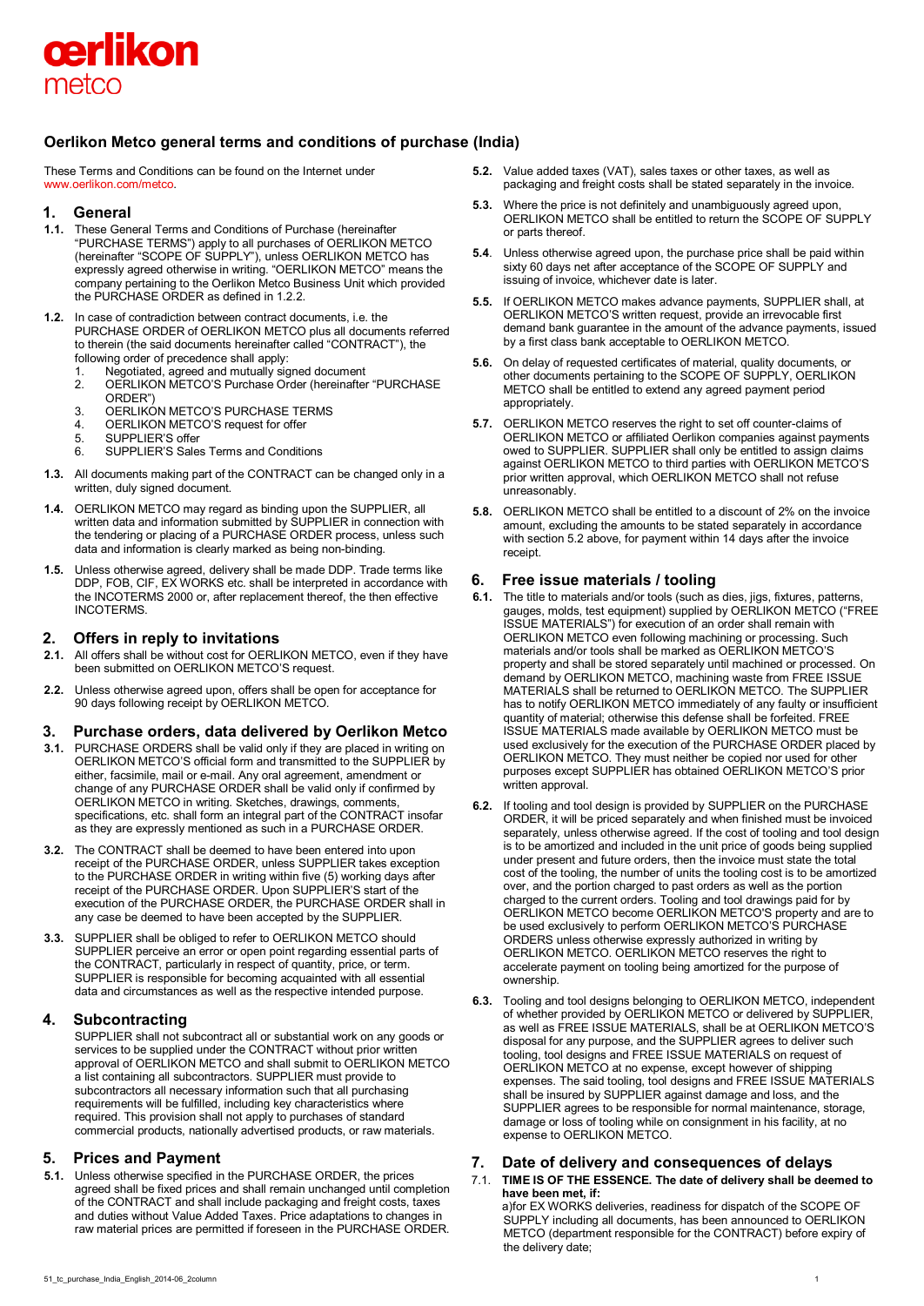oerlikon
metco

# Oerlikon Metco general terms and conditions of purchase (India)

These Terms and Conditions can be found on the Internet under www.oerlikon.com/metco.

## 1. General

**1.1.** These General Terms and Conditions of Purchase (hereinafter "PURCHASE TERMS") apply to all purchases of OERLIKON METCO (hereinafter "SCOPE OF SUPPLY"), unless OERLIKON METCO has expressly agreed otherwise in writing. "OERLIKON METCO" means the company pertaining to the Oerlikon Metco Business Unit which provided the PURCHASE ORDER as defined in 1.2.2.

**1.2.** In case of contradiction between contract documents, i.e. the PURCHASE ORDER of OERLIKON METCO plus all documents referred to therein (the said documents hereinafter called "CONTRACT"), the following order of precedence shall apply:

1. Negotiated, agreed and mutually signed document
2. OERLIKON METCO'S Purchase Order (hereinafter "PURCHASE ORDER")
3. OERLIKON METCO'S PURCHASE TERMS
4. OERLIKON METCO'S request for offer
5. SUPPLIER'S offer
6. SUPPLIER'S Sales Terms and Conditions

**1.3.** All documents making part of the CONTRACT can be changed only in a written, duly signed document.

**1.4.** OERLIKON METCO may regard as binding upon the SUPPLIER, all written data and information submitted by SUPPLIER in connection with the tendering or placing of a PURCHASE ORDER process, unless such data and information is clearly marked as being non-binding.

**1.5.** Unless otherwise agreed, delivery shall be made DDP. Trade terms like DDP, FOB, CIF, EX WORKS etc. shall be interpreted in accordance with the INCOTERMS 2000 or, after replacement thereof, the then effective INCOTERMS.

## 2. Offers in reply to invitations

**2.1.** All offers shall be without cost for OERLIKON METCO, even if they have been submitted on OERLIKON METCO'S request.

**2.2.** Unless otherwise agreed upon, offers shall be open for acceptance for 90 days following receipt by OERLIKON METCO.

## 3. Purchase orders, data delivered by Oerlikon Metco

**3.1.** PURCHASE ORDERS shall be valid only if they are placed in writing on OERLIKON METCO'S official form and transmitted to the SUPPLIER by either, facsimile, mail or e-mail. Any oral agreement, amendment or change of any PURCHASE ORDER shall be valid only if confirmed by OERLIKON METCO in writing. Sketches, drawings, comments, specifications, etc. shall form an integral part of the CONTRACT insofar as they are expressly mentioned as such in a PURCHASE ORDER.

**3.2.** The CONTRACT shall be deemed to have been entered into upon receipt of the PURCHASE ORDER, unless SUPPLIER takes exception to the PURCHASE ORDER in writing within five (5) working days after receipt of the PURCHASE ORDER. Upon SUPPLIER'S start of the execution of the PURCHASE ORDER, the PURCHASE ORDER shall in any case be deemed to have been accepted by the SUPPLIER.

**3.3.** SUPPLIER shall be obliged to refer to OERLIKON METCO should SUPPLIER perceive an error or open point regarding essential parts of the CONTRACT, particularly in respect of quantity, price, or term. SUPPLIER is responsible for becoming acquainted with all essential data and circumstances as well as the respective intended purpose.

## 4. Subcontracting

SUPPLIER shall not subcontract all or substantial work on any goods or services to be supplied under the CONTRACT without prior written approval of OERLIKON METCO and shall submit to OERLIKON METCO a list containing all subcontractors. SUPPLIER must provide to subcontractors all necessary information such that all purchasing requirements will be fulfilled, including key characteristics where required. This provision shall not apply to purchases of standard commercial products, nationally advertised products, or raw materials.

## 5. Prices and Payment

**5.1.** Unless otherwise specified in the PURCHASE ORDER, the prices agreed shall be fixed prices and shall remain unchanged until completion of the CONTRACT and shall include packaging and freight costs, taxes and duties without Value Added Taxes. Price adaptations to changes in raw material prices are permitted if foreseen in the PURCHASE ORDER.

**5.2.** Value added taxes (VAT), sales taxes or other taxes, as well as packaging and freight costs shall be stated separately in the invoice.

**5.3.** Where the price is not definitely and unambiguously agreed upon, OERLIKON METCO shall be entitled to return the SCOPE OF SUPPLY or parts thereof.

**5.4**. Unless otherwise agreed upon, the purchase price shall be paid within sixty 60 days net after acceptance of the SCOPE OF SUPPLY and issuing of invoice, whichever date is later.

**5.5.** If OERLIKON METCO makes advance payments, SUPPLIER shall, at OERLIKON METCO'S written request, provide an irrevocable first demand bank guarantee in the amount of the advance payments, issued by a first class bank acceptable to OERLIKON METCO.

**5.6.** On delay of requested certificates of material, quality documents, or other documents pertaining to the SCOPE OF SUPPLY, OERLIKON METCO shall be entitled to extend any agreed payment period appropriately.

**5.7.** OERLIKON METCO reserves the right to set off counter-claims of OERLIKON METCO or affiliated Oerlikon companies against payments owed to SUPPLIER. SUPPLIER shall only be entitled to assign claims against OERLIKON METCO to third parties with OERLIKON METCO'S prior written approval, which OERLIKON METCO shall not refuse unreasonably.

**5.8.** OERLIKON METCO shall be entitled to a discount of 2% on the invoice amount, excluding the amounts to be stated separately in accordance with section 5.2 above, for payment within 14 days after the invoice receipt.

## 6. Free issue materials / tooling

**6.1.** The title to materials and/or tools (such as dies, jigs, fixtures, patterns, gauges, molds, test equipment) supplied by OERLIKON METCO ("FREE ISSUE MATERIALS") for execution of an order shall remain with OERLIKON METCO even following machining or processing. Such materials and/or tools shall be marked as OERLIKON METCO'S property and shall be stored separately until machined or processed. On demand by OERLIKON METCO, machining waste from FREE ISSUE MATERIALS shall be returned to OERLIKON METCO. The SUPPLIER has to notify OERLIKON METCO immediately of any faulty or insufficient quantity of material; otherwise this defense shall be forfeited. FREE ISSUE MATERIALS made available by OERLIKON METCO must be used exclusively for the execution of the PURCHASE ORDER placed by OERLIKON METCO. They must neither be copied nor used for other purposes except SUPPLIER has obtained OERLIKON METCO'S prior written approval.

**6.2.** If tooling and tool design is provided by SUPPLIER on the PURCHASE ORDER, it will be priced separately and when finished must be invoiced separately, unless otherwise agreed. If the cost of tooling and tool design is to be amortized and included in the unit price of goods being supplied under present and future orders, then the invoice must state the total cost of the tooling, the number of units the tooling cost is to be amortized over, and the portion charged to past orders as well as the portion charged to the current orders. Tooling and tool drawings paid for by OERLIKON METCO become OERLIKON METCO'S property and are to be used exclusively to perform OERLIKON METCO'S PURCHASE ORDERS unless otherwise expressly authorized in writing by OERLIKON METCO. OERLIKON METCO reserves the right to accelerate payment on tooling being amortized for the purpose of ownership.

**6.3.** Tooling and tool designs belonging to OERLIKON METCO, independent of whether provided by OERLIKON METCO or delivered by SUPPLIER, as well as FREE ISSUE MATERIALS, shall be at OERLIKON METCO'S disposal for any purpose, and the SUPPLIER agrees to deliver such tooling, tool designs and FREE ISSUE MATERIALS on request of OERLIKON METCO at no expense, except however of shipping expenses. The said tooling, tool designs and FREE ISSUE MATERIALS shall be insured by SUPPLIER against damage and loss, and the SUPPLIER agrees to be responsible for normal maintenance, storage, damage or loss of tooling while on consignment in his facility, at no expense to OERLIKON METCO.

## 7. Date of delivery and consequences of delays

7.1. **TIME IS OF THE ESSENCE. The date of delivery shall be deemed to have been met, if:**

a)for EX WORKS deliveries, readiness for dispatch of the SCOPE OF SUPPLY including all documents, has been announced to OERLIKON METCO (department responsible for the CONTRACT) before expiry of the delivery date;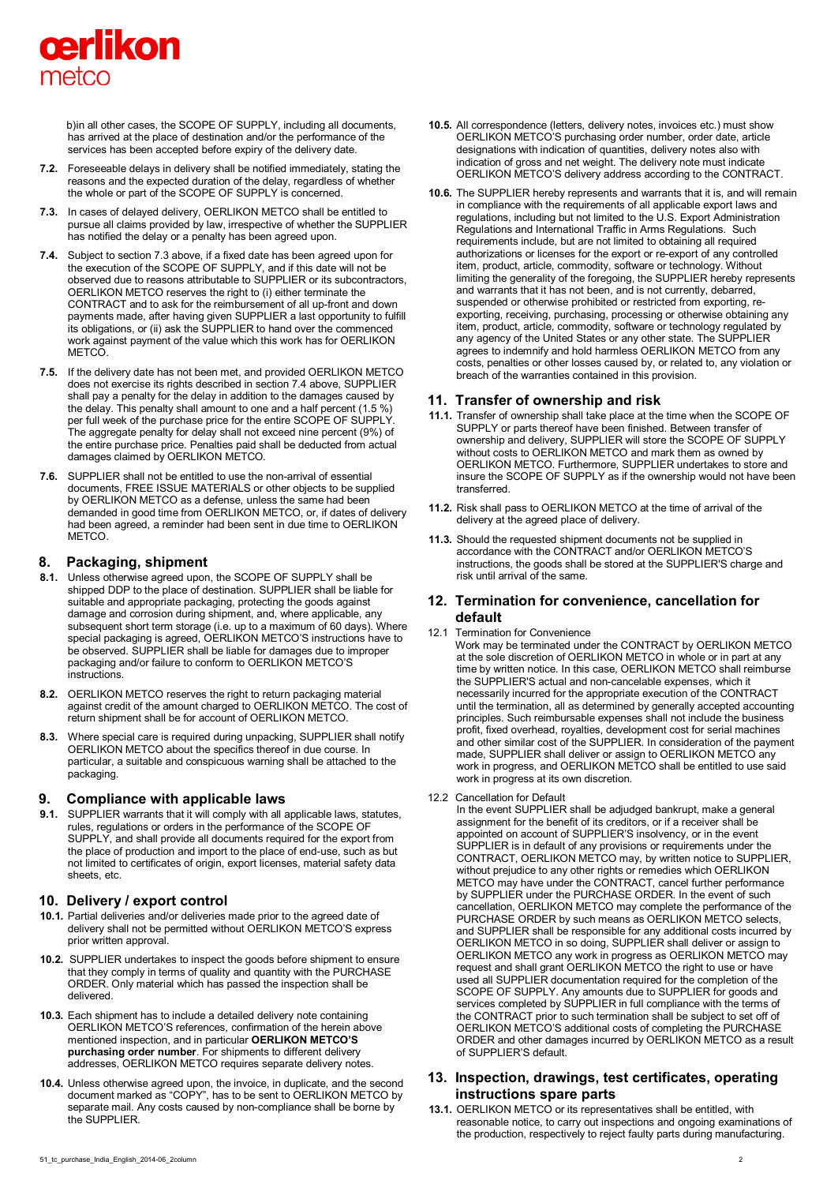b)in all other cases, the SCOPE OF SUPPLY, including all documents, has arrived at the place of destination and/or the performance of the services has been accepted before expiry of the delivery date.

**7.2.** Foreseeable delays in delivery shall be notified immediately, stating the reasons and the expected duration of the delay, regardless of whether the whole or part of the SCOPE OF SUPPLY is concerned.

**7.3.** In cases of delayed delivery, OERLIKON METCO shall be entitled to pursue all claims provided by law, irrespective of whether the SUPPLIER has notified the delay or a penalty has been agreed upon.

**7.4.** Subject to section 7.3 above, if a fixed date has been agreed upon for the execution of the SCOPE OF SUPPLY, and if this date will not be observed due to reasons attributable to SUPPLIER or its subcontractors, OERLIKON METCO reserves the right to (i) either terminate the CONTRACT and to ask for the reimbursement of all up-front and down payments made, after having given SUPPLIER a last opportunity to fulfill its obligations, or (ii) ask the SUPPLIER to hand over the commenced work against payment of the value which this work has for OERLIKON METCO.

**7.5.** If the delivery date has not been met, and provided OERLIKON METCO does not exercise its rights described in section 7.4 above, SUPPLIER shall pay a penalty for the delay in addition to the damages caused by the delay. This penalty shall amount to one and a half percent (1.5 %) per full week of the purchase price for the entire SCOPE OF SUPPLY. The aggregate penalty for delay shall not exceed nine percent (9%) of the entire purchase price. Penalties paid shall be deducted from actual damages claimed by OERLIKON METCO.

**7.6.** SUPPLIER shall not be entitled to use the non-arrival of essential documents, FREE ISSUE MATERIALS or other objects to be supplied by OERLIKON METCO as a defense, unless the same had been demanded in good time from OERLIKON METCO, or, if dates of delivery had been agreed, a reminder had been sent in due time to OERLIKON METCO.

## 8. Packaging, shipment

**8.1.** Unless otherwise agreed upon, the SCOPE OF SUPPLY shall be shipped DDP to the place of destination. SUPPLIER shall be liable for suitable and appropriate packaging, protecting the goods against damage and corrosion during shipment, and, where applicable, any subsequent short term storage (i.e. up to a maximum of 60 days). Where special packaging is agreed, OERLIKON METCO'S instructions have to be observed. SUPPLIER shall be liable for damages due to improper packaging and/or failure to conform to OERLIKON METCO'S instructions.

**8.2.** OERLIKON METCO reserves the right to return packaging material against credit of the amount charged to OERLIKON METCO. The cost of return shipment shall be for account of OERLIKON METCO.

**8.3.** Where special care is required during unpacking, SUPPLIER shall notify OERLIKON METCO about the specifics thereof in due course. In particular, a suitable and conspicuous warning shall be attached to the packaging.

## 9. Compliance with applicable laws

**9.1.** SUPPLIER warrants that it will comply with all applicable laws, statutes, rules, regulations or orders in the performance of the SCOPE OF SUPPLY, and shall provide all documents required for the export from the place of production and import to the place of end-use, such as but not limited to certificates of origin, export licenses, material safety data sheets, etc.

## 10. Delivery / export control

**10.1.** Partial deliveries and/or deliveries made prior to the agreed date of delivery shall not be permitted without OERLIKON METCO'S express prior written approval.

**10.2.** SUPPLIER undertakes to inspect the goods before shipment to ensure that they comply in terms of quality and quantity with the PURCHASE ORDER. Only material which has passed the inspection shall be delivered.

**10.3.** Each shipment has to include a detailed delivery note containing OERLIKON METCO'S references, confirmation of the herein above mentioned inspection, and in particular **OERLIKON METCO'S purchasing order number**. For shipments to different delivery addresses, OERLIKON METCO requires separate delivery notes.

**10.4.** Unless otherwise agreed upon, the invoice, in duplicate, and the second document marked as "COPY", has to be sent to OERLIKON METCO by separate mail. Any costs caused by non-compliance shall be borne by the SUPPLIER.

**10.5.** All correspondence (letters, delivery notes, invoices etc.) must show OERLIKON METCO'S purchasing order number, order date, article designations with indication of quantities, delivery notes also with indication of gross and net weight. The delivery note must indicate OERLIKON METCO'S delivery address according to the CONTRACT.

**10.6.** The SUPPLIER hereby represents and warrants that it is, and will remain in compliance with the requirements of all applicable export laws and regulations, including but not limited to the U.S. Export Administration Regulations and International Traffic in Arms Regulations. Such requirements include, but are not limited to obtaining all required authorizations or licenses for the export or re-export of any controlled item, product, article, commodity, software or technology. Without limiting the generality of the foregoing, the SUPPLIER hereby represents and warrants that it has not been, and is not currently, debarred, suspended or otherwise prohibited or restricted from exporting, re-exporting, receiving, purchasing, processing or otherwise obtaining any item, product, article, commodity, software or technology regulated by any agency of the United States or any other state. The SUPPLIER agrees to indemnify and hold harmless OERLIKON METCO from any costs, penalties or other losses caused by, or related to, any violation or breach of the warranties contained in this provision.

## 11. Transfer of ownership and risk

**11.1.** Transfer of ownership shall take place at the time when the SCOPE OF SUPPLY or parts thereof have been finished. Between transfer of ownership and delivery, SUPPLIER will store the SCOPE OF SUPPLY without costs to OERLIKON METCO and mark them as owned by OERLIKON METCO. Furthermore, SUPPLIER undertakes to store and insure the SCOPE OF SUPPLY as if the ownership would not have been transferred.

**11.2.** Risk shall pass to OERLIKON METCO at the time of arrival of the delivery at the agreed place of delivery.

**11.3.** Should the requested shipment documents not be supplied in accordance with the CONTRACT and/or OERLIKON METCO'S instructions, the goods shall be stored at the SUPPLIER'S charge and risk until arrival of the same.

## 12. Termination for convenience, cancellation for default

12.1 Termination for Convenience

Work may be terminated under the CONTRACT by OERLIKON METCO at the sole discretion of OERLIKON METCO in whole or in part at any time by written notice. In this case, OERLIKON METCO shall reimburse the SUPPLIER'S actual and non-cancelable expenses, which it necessarily incurred for the appropriate execution of the CONTRACT until the termination, all as determined by generally accepted accounting principles. Such reimbursable expenses shall not include the business profit, fixed overhead, royalties, development cost for serial machines and other similar cost of the SUPPLIER. In consideration of the payment made, SUPPLIER shall deliver or assign to OERLIKON METCO any work in progress, and OERLIKON METCO shall be entitled to use said work in progress at its own discretion.

12.2 Cancellation for Default

In the event SUPPLIER shall be adjudged bankrupt, make a general assignment for the benefit of its creditors, or if a receiver shall be appointed on account of SUPPLIER'S insolvency, or in the event SUPPLIER is in default of any provisions or requirements under the CONTRACT, OERLIKON METCO may, by written notice to SUPPLIER, without prejudice to any other rights or remedies which OERLIKON METCO may have under the CONTRACT, cancel further performance by SUPPLIER under the PURCHASE ORDER. In the event of such cancellation, OERLIKON METCO may complete the performance of the PURCHASE ORDER by such means as OERLIKON METCO selects, and SUPPLIER shall be responsible for any additional costs incurred by OERLIKON METCO in so doing, SUPPLIER shall deliver or assign to OERLIKON METCO any work in progress as OERLIKON METCO may request and shall grant OERLIKON METCO the right to use or have used all SUPPLIER documentation required for the completion of the SCOPE OF SUPPLY. Any amounts due to SUPPLIER for goods and services completed by SUPPLIER in full compliance with the terms of the CONTRACT prior to such termination shall be subject to set off of OERLIKON METCO'S additional costs of completing the PURCHASE ORDER and other damages incurred by OERLIKON METCO as a result of SUPPLIER'S default.

## 13. Inspection, drawings, test certificates, operating instructions spare parts

**13.1.** OERLIKON METCO or its representatives shall be entitled, with reasonable notice, to carry out inspections and ongoing examinations of the production, respectively to reject faulty parts during manufacturing.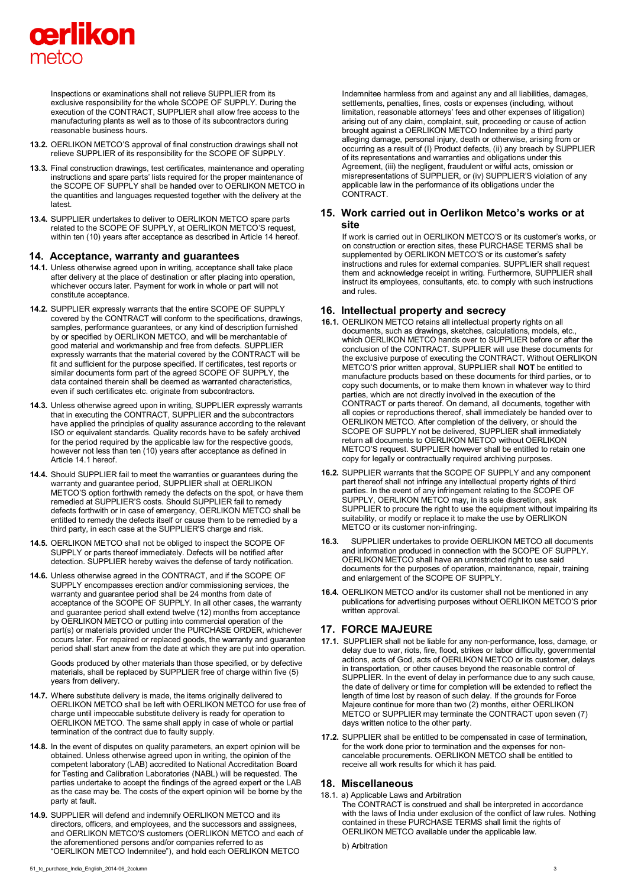Inspections or examinations shall not relieve SUPPLIER from its exclusive responsibility for the whole SCOPE OF SUPPLY. During the execution of the CONTRACT, SUPPLIER shall allow free access to the manufacturing plants as well as to those of its subcontractors during reasonable business hours.

**13.2.** OERLIKON METCO'S approval of final construction drawings shall not relieve SUPPLIER of its responsibility for the SCOPE OF SUPPLY.

**13.3.** Final construction drawings, test certificates, maintenance and operating instructions and spare parts' lists required for the proper maintenance of the SCOPE OF SUPPLY shall be handed over to OERLIKON METCO in the quantities and languages requested together with the delivery at the latest.

**13.4.** SUPPLIER undertakes to deliver to OERLIKON METCO spare parts related to the SCOPE OF SUPPLY, at OERLIKON METCO'S request, within ten (10) years after acceptance as described in Article 14 hereof.

## 14. Acceptance, warranty and guarantees

**14.1.** Unless otherwise agreed upon in writing, acceptance shall take place after delivery at the place of destination or after placing into operation, whichever occurs later. Payment for work in whole or part will not constitute acceptance.

**14.2.** SUPPLIER expressly warrants that the entire SCOPE OF SUPPLY covered by the CONTRACT will conform to the specifications, drawings, samples, performance guarantees, or any kind of description furnished by or specified by OERLIKON METCO, and will be merchantable of good material and workmanship and free from defects. SUPPLIER expressly warrants that the material covered by the CONTRACT will be fit and sufficient for the purpose specified. If certificates, test reports or similar documents form part of the agreed SCOPE OF SUPPLY, the data contained therein shall be deemed as warranted characteristics, even if such certificates etc. originate from subcontractors.

**14.3.** Unless otherwise agreed upon in writing, SUPPLIER expressly warrants that in executing the CONTRACT, SUPPLIER and the subcontractors have applied the principles of quality assurance according to the relevant ISO or equivalent standards. Quality records have to be safely archived for the period required by the applicable law for the respective goods, however not less than ten (10) years after acceptance as defined in Article 14.1 hereof.

**14.4.** Should SUPPLIER fail to meet the warranties or guarantees during the warranty and guarantee period, SUPPLIER shall at OERLIKON METCO'S option forthwith remedy the defects on the spot, or have them remedied at SUPPLIER'S costs. Should SUPPLIER fail to remedy defects forthwith or in case of emergency, OERLIKON METCO shall be entitled to remedy the defects itself or cause them to be remedied by a third party, in each case at the SUPPLIER'S charge and risk.

**14.5.** OERLIKON METCO shall not be obliged to inspect the SCOPE OF SUPPLY or parts thereof immediately. Defects will be notified after detection. SUPPLIER hereby waives the defense of tardy notification.

**14.6.** Unless otherwise agreed in the CONTRACT, and if the SCOPE OF SUPPLY encompasses erection and/or commissioning services, the warranty and guarantee period shall be 24 months from date of acceptance of the SCOPE OF SUPPLY. In all other cases, the warranty and guarantee period shall extend twelve (12) months from acceptance by OERLIKON METCO or putting into commercial operation of the part(s) or materials provided under the PURCHASE ORDER, whichever occurs later. For repaired or replaced goods, the warranty and guarantee period shall start anew from the date at which they are put into operation.

Goods produced by other materials than those specified, or by defective materials, shall be replaced by SUPPLIER free of charge within five (5) years from delivery.

**14.7.** Where substitute delivery is made, the items originally delivered to OERLIKON METCO shall be left with OERLIKON METCO for use free of charge until impeccable substitute delivery is ready for operation to OERLIKON METCO. The same shall apply in case of whole or partial termination of the contract due to faulty supply.

**14.8.** In the event of disputes on quality parameters, an expert opinion will be obtained. Unless otherwise agreed upon in writing, the opinion of the competent laboratory (LAB) accredited to National Accreditation Board for Testing and Calibration Laboratories (NABL) will be requested. The parties undertake to accept the findings of the agreed expert or the LAB as the case may be. The costs of the expert opinion will be borne by the party at fault.

**14.9.** SUPPLIER will defend and indemnify OERLIKON METCO and its directors, officers, and employees, and the successors and assignees, and OERLIKON METCO'S customers (OERLIKON METCO and each of the aforementioned persons and/or companies referred to as "OERLIKON METCO Indemnitee"), and hold each OERLIKON METCO Indemnitee harmless from and against any and all liabilities, damages, settlements, penalties, fines, costs or expenses (including, without limitation, reasonable attorneys' fees and other expenses of litigation) arising out of any claim, complaint, suit, proceeding or cause of action brought against a OERLIKON METCO Indemnitee by a third party alleging damage, personal injury, death or otherwise, arising from or occurring as a result of (I) Product defects, (ii) any breach by SUPPLIER of its representations and warranties and obligations under this Agreement, (iii) the negligent, fraudulent or wilful acts, omission or misrepresentations of SUPPLIER, or (iv) SUPPLIER'S violation of any applicable law in the performance of its obligations under the CONTRACT.

## 15. Work carried out in Oerlikon Metco's works or at site

If work is carried out in OERLIKON METCO'S or its customer's works, or on construction or erection sites, these PURCHASE TERMS shall be supplemented by OERLIKON METCO'S or its customer's safety instructions and rules for external companies. SUPPLIER shall request them and acknowledge receipt in writing. Furthermore, SUPPLIER shall instruct its employees, consultants, etc. to comply with such instructions and rules.

## 16. Intellectual property and secrecy

**16.1.** OERLIKON METCO retains all intellectual property rights on all documents, such as drawings, sketches, calculations, models, etc., which OERLIKON METCO hands over to SUPPLIER before or after the conclusion of the CONTRACT. SUPPLIER will use these documents for the exclusive purpose of executing the CONTRACT. Without OERLIKON METCO'S prior written approval, SUPPLIER shall **NOT** be entitled to manufacture products based on these documents for third parties, or to copy such documents, or to make them known in whatever way to third parties, which are not directly involved in the execution of the CONTRACT or parts thereof. On demand, all documents, together with all copies or reproductions thereof, shall immediately be handed over to OERLIKON METCO. After completion of the delivery, or should the SCOPE OF SUPPLY not be delivered, SUPPLIER shall immediately return all documents to OERLIKON METCO without OERLIKON METCO'S request. SUPPLIER however shall be entitled to retain one copy for legally or contractually required archiving purposes.

**16.2.** SUPPLIER warrants that the SCOPE OF SUPPLY and any component part thereof shall not infringe any intellectual property rights of third parties. In the event of any infringement relating to the SCOPE OF SUPPLY, OERLIKON METCO may, in its sole discretion, ask SUPPLIER to procure the right to use the equipment without impairing its suitability, or modify or replace it to make the use by OERLIKON METCO or its customer non-infringing.

**16.3.** SUPPLIER undertakes to provide OERLIKON METCO all documents and information produced in connection with the SCOPE OF SUPPLY. OERLIKON METCO shall have an unrestricted right to use said documents for the purposes of operation, maintenance, repair, training and enlargement of the SCOPE OF SUPPLY.

**16.4.** OERLIKON METCO and/or its customer shall not be mentioned in any publications for advertising purposes without OERLIKON METCO'S prior written approval.

## 17. FORCE MAJEURE

**17.1.** SUPPLIER shall not be liable for any non-performance, loss, damage, or delay due to war, riots, fire, flood, strikes or labor difficulty, governmental actions, acts of God, acts of OERLIKON METCO or its customer, delays in transportation, or other causes beyond the reasonable control of SUPPLIER. In the event of delay in performance due to any such cause, the date of delivery or time for completion will be extended to reflect the length of time lost by reason of such delay. If the grounds for Force Majeure continue for more than two (2) months, either OERLIKON METCO or SUPPLIER may terminate the CONTRACT upon seven (7) days written notice to the other party.

**17.2.** SUPPLIER shall be entitled to be compensated in case of termination, for the work done prior to termination and the expenses for non-cancelable procurements. OERLIKON METCO shall be entitled to receive all work results for which it has paid.

## 18. Miscellaneous

18.1. a) Applicable Laws and Arbitration

The CONTRACT is construed and shall be interpreted in accordance with the laws of India under exclusion of the conflict of law rules. Nothing contained in these PURCHASE TERMS shall limit the rights of OERLIKON METCO available under the applicable law.

b) Arbitration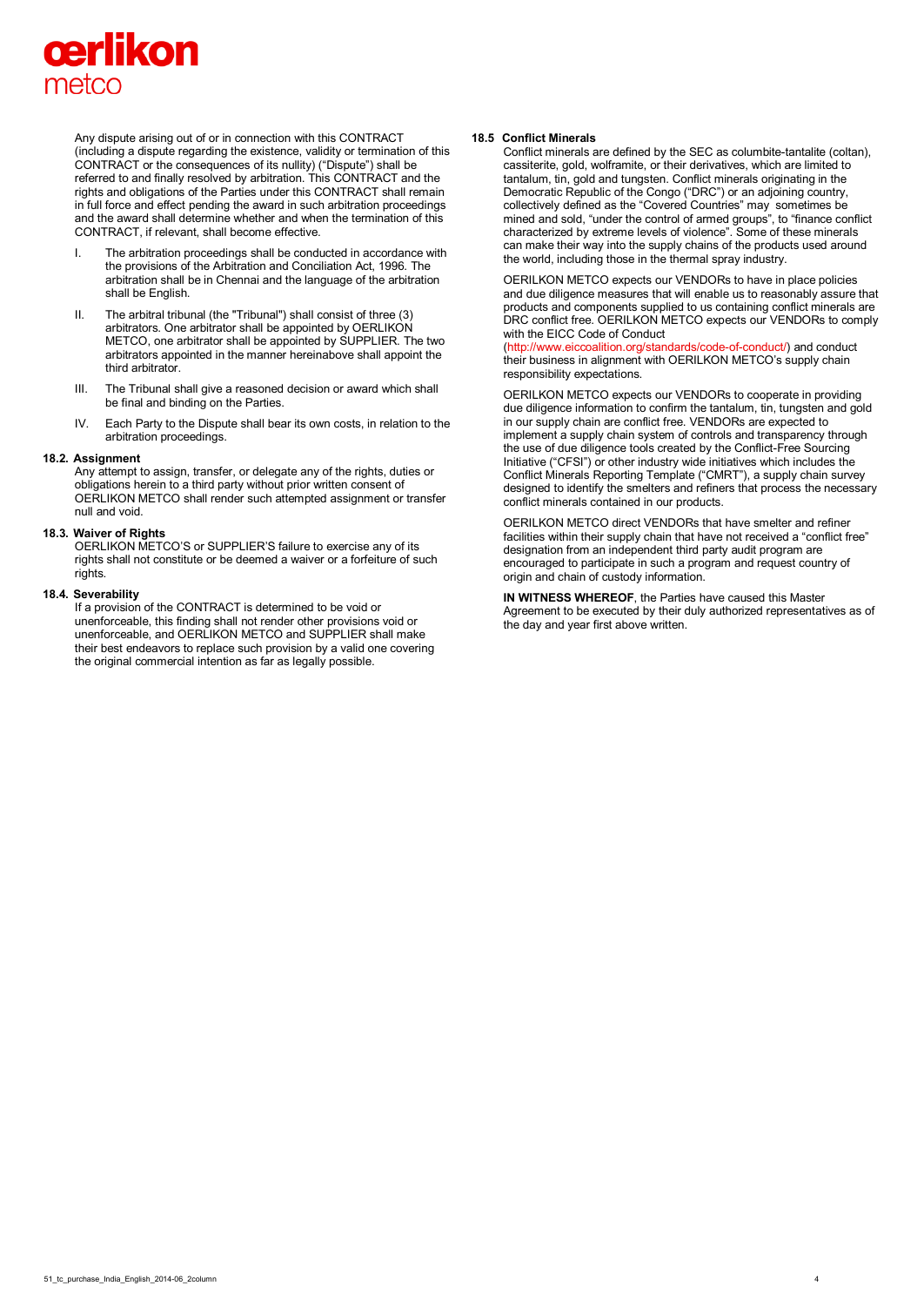Any dispute arising out of or in connection with this CONTRACT (including a dispute regarding the existence, validity or termination of this CONTRACT or the consequences of its nullity) ("Dispute") shall be referred to and finally resolved by arbitration. This CONTRACT and the rights and obligations of the Parties under this CONTRACT shall remain in full force and effect pending the award in such arbitration proceedings and the award shall determine whether and when the termination of this CONTRACT, if relevant, shall become effective.

I. The arbitration proceedings shall be conducted in accordance with the provisions of the Arbitration and Conciliation Act, 1996. The arbitration shall be in Chennai and the language of the arbitration shall be English.

II. The arbitral tribunal (the "Tribunal") shall consist of three (3) arbitrators. One arbitrator shall be appointed by OERLIKON METCO, one arbitrator shall be appointed by SUPPLIER. The two arbitrators appointed in the manner hereinabove shall appoint the third arbitrator.

III. The Tribunal shall give a reasoned decision or award which shall be final and binding on the Parties.

IV. Each Party to the Dispute shall bear its own costs, in relation to the arbitration proceedings.

**18.2. Assignment**

Any attempt to assign, transfer, or delegate any of the rights, duties or obligations herein to a third party without prior written consent of OERLIKON METCO shall render such attempted assignment or transfer null and void.

**18.3. Waiver of Rights**

OERLIKON METCO'S or SUPPLIER'S failure to exercise any of its rights shall not constitute or be deemed a waiver or a forfeiture of such rights.

**18.4. Severability**

If a provision of the CONTRACT is determined to be void or unenforceable, this finding shall not render other provisions void or unenforceable, and OERLIKON METCO and SUPPLIER shall make their best endeavors to replace such provision by a valid one covering the original commercial intention as far as legally possible.

**18.5 Conflict Minerals**

Conflict minerals are defined by the SEC as columbite-tantalite (coltan), cassiterite, gold, wolframite, or their derivatives, which are limited to tantalum, tin, gold and tungsten. Conflict minerals originating in the Democratic Republic of the Congo ("DRC") or an adjoining country, collectively defined as the "Covered Countries" may sometimes be mined and sold, "under the control of armed groups", to "finance conflict characterized by extreme levels of violence". Some of these minerals can make their way into the supply chains of the products used around the world, including those in the thermal spray industry.

OERILKON METCO expects our VENDORs to have in place policies and due diligence measures that will enable us to reasonably assure that products and components supplied to us containing conflict minerals are DRC conflict free. OERILKON METCO expects our VENDORs to comply with the EICC Code of Conduct (http://www.eiccoalition.org/standards/code-of-conduct/) and conduct their business in alignment with OERILKON METCO's supply chain responsibility expectations.

OERILKON METCO expects our VENDORs to cooperate in providing due diligence information to confirm the tantalum, tin, tungsten and gold in our supply chain are conflict free. VENDORs are expected to implement a supply chain system of controls and transparency through the use of due diligence tools created by the Conflict-Free Sourcing Initiative ("CFSI") or other industry wide initiatives which includes the Conflict Minerals Reporting Template ("CMRT"), a supply chain survey designed to identify the smelters and refiners that process the necessary conflict minerals contained in our products.

OERILKON METCO direct VENDORs that have smelter and refiner facilities within their supply chain that have not received a "conflict free" designation from an independent third party audit program are encouraged to participate in such a program and request country of origin and chain of custody information.

**IN WITNESS WHEREOF**, the Parties have caused this Master Agreement to be executed by their duly authorized representatives as of the day and year first above written.